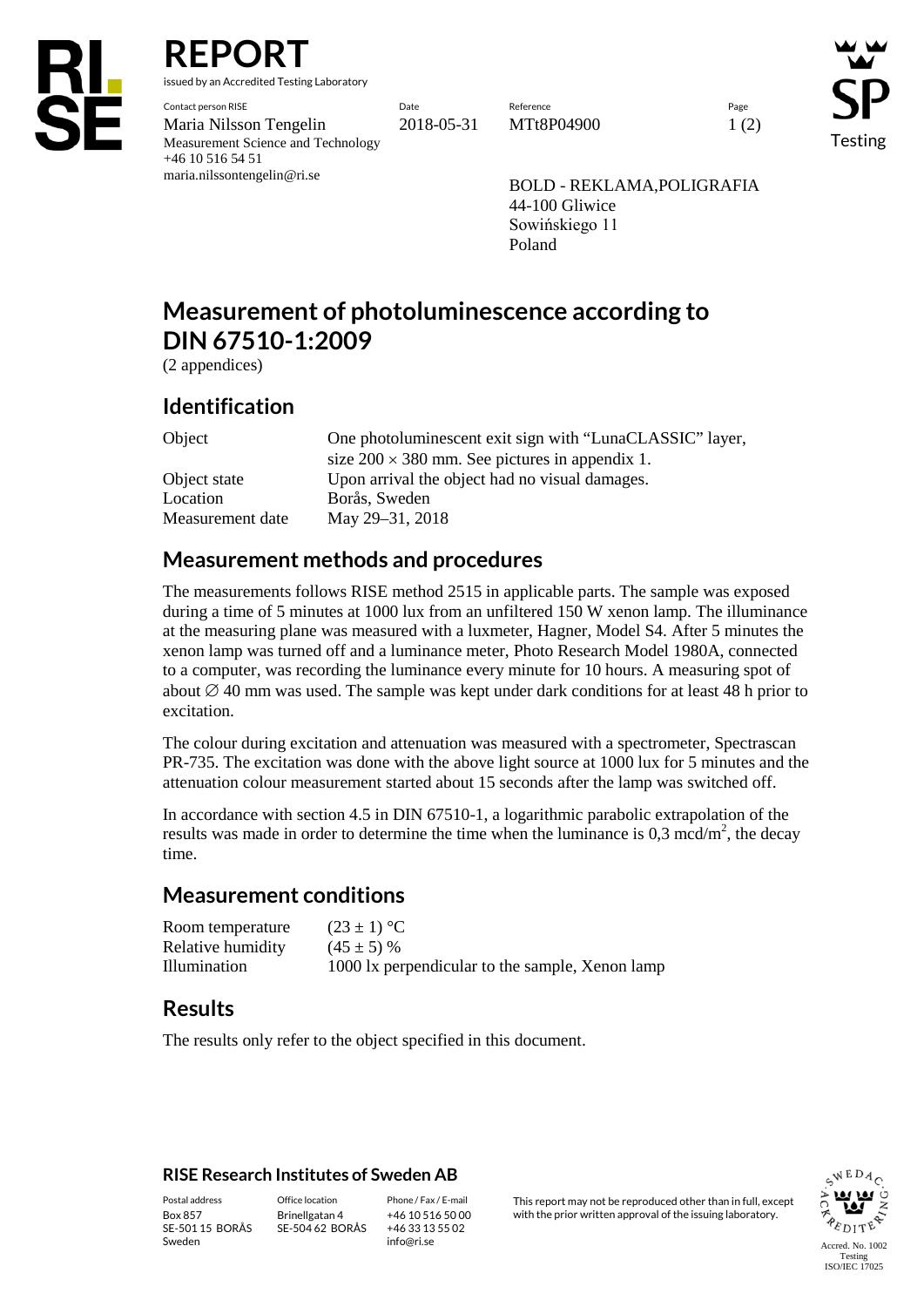# REPORT

issued by an Accredited Testing Laboratory

| Contact person RISE | Date | Reference | Page |
|---|---|---|---|
| Maria Nilsson Tengelin | 2018-05-31 | MTt8P04900 | 1 (2) |
| Measurement Science and Technology | | | |
| +46 10 516 54 51 | | | |
| maria.nilssontengelin@ri.se | | | |

BOLD - REKLAMA,POLIGRAFIA
44-100 Gliwice
Sowińskiego 11
Poland

# Measurement of photoluminescence according to DIN 67510-1:2009

(2 appendices)

## Identification

| | |
|---|---|
| Object | One photoluminescent exit sign with "LunaCLASSIC" layer, size 200 × 380 mm. See pictures in appendix 1. |
| Object state | Upon arrival the object had no visual damages. |
| Location | Borås, Sweden |
| Measurement date | May 29–31, 2018 |

## Measurement methods and procedures

The measurements follows RISE method 2515 in applicable parts. The sample was exposed during a time of 5 minutes at 1000 lux from an unfiltered 150 W xenon lamp. The illuminance at the measuring plane was measured with a luxmeter, Hagner, Model S4. After 5 minutes the xenon lamp was turned off and a luminance meter, Photo Research Model 1980A, connected to a computer, was recording the luminance every minute for 10 hours. A measuring spot of about ∅ 40 mm was used. The sample was kept under dark conditions for at least 48 h prior to excitation.

The colour during excitation and attenuation was measured with a spectrometer, Spectrascan PR-735. The excitation was done with the above light source at 1000 lux for 5 minutes and the attenuation colour measurement started about 15 seconds after the lamp was switched off.

In accordance with section 4.5 in DIN 67510-1, a logarithmic parabolic extrapolation of the results was made in order to determine the time when the luminance is 0,3 mcd/m$^2$, the decay time.

## Measurement conditions

| | |
|---|---|
| Room temperature | (23 ± 1) °C |
| Relative humidity | (45 ± 5) % |
| Illumination | 1000 lx perpendicular to the sample, Xenon lamp |

## Results

The results only refer to the object specified in this document.

**RISE Research Institutes of Sweden AB**

| Postal address | Office location | Phone / Fax / E-mail |
|---|---|---|
| Box 857 | Brinellgatan 4 | +46 10 516 50 00 |
| SE-501 15 BORÅS | SE-504 62 BORÅS | +46 33 13 55 02 |
| Sweden | | info@ri.se |

This report may not be reproduced other than in full, except with the prior written approval of the issuing laboratory.

Accred. No. 1002
Testing
ISO/IEC 17025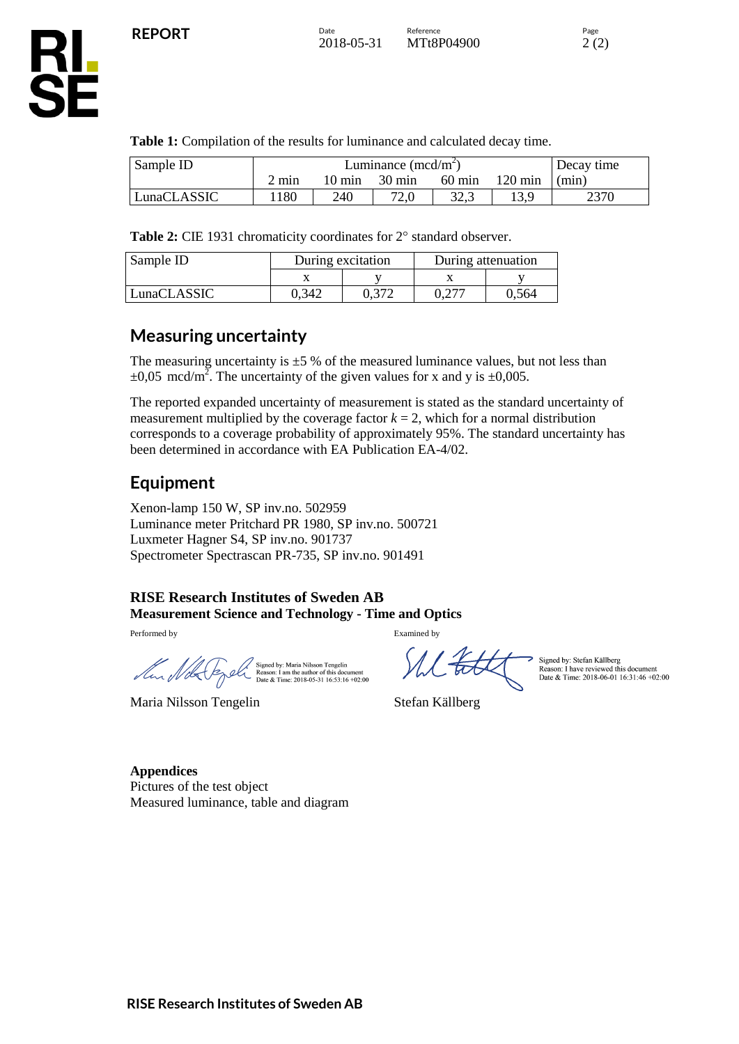**Table 1:** Compilation of the results for luminance and calculated decay time.

| Sample ID | Luminance (mcd/m$^2$) | | | | | Decay time |
|---|---|---|---|---|---|---|
| | 2 min | 10 min | 30 min | 60 min | 120 min | (min) |
| LunaCLASSIC | 1180 | 240 | 72,0 | 32,3 | 13,9 | 2370 |

**Table 2:** CIE 1931 chromaticity coordinates for 2° standard observer.

| Sample ID | During excitation | | During attenuation | |
|---|---|---|---|---|
| | x | y | x | y |
| LunaCLASSIC | 0,342 | 0,372 | 0,277 | 0,564 |

## Measuring uncertainty

The measuring uncertainty is ±5 % of the measured luminance values, but not less than ±0,05 mcd/m$^2$. The uncertainty of the given values for x and y is ±0,005.

The reported expanded uncertainty of measurement is stated as the standard uncertainty of measurement multiplied by the coverage factor $k = 2$, which for a normal distribution corresponds to a coverage probability of approximately 95%. The standard uncertainty has been determined in accordance with EA Publication EA-4/02.

## Equipment

Xenon-lamp 150 W, SP inv.no. 502959
Luminance meter Pritchard PR 1980, SP inv.no. 500721
Luxmeter Hagner S4, SP inv.no. 901737
Spectrometer Spectrascan PR-735, SP inv.no. 901491

**RISE Research Institutes of Sweden AB**
**Measurement Science and Technology - Time and Optics**

Performed by

Signed by: Maria Nilsson Tengelin
Reason: I am the author of this document
Date & Time: 2018-05-31 16:53:16 +02:00

Maria Nilsson Tengelin

Examined by

Signed by: Stefan Källberg
Reason: I have reviewed this document
Date & Time: 2018-06-01 16:31:46 +02:00

Stefan Källberg

**Appendices**
Pictures of the test object
Measured luminance, table and diagram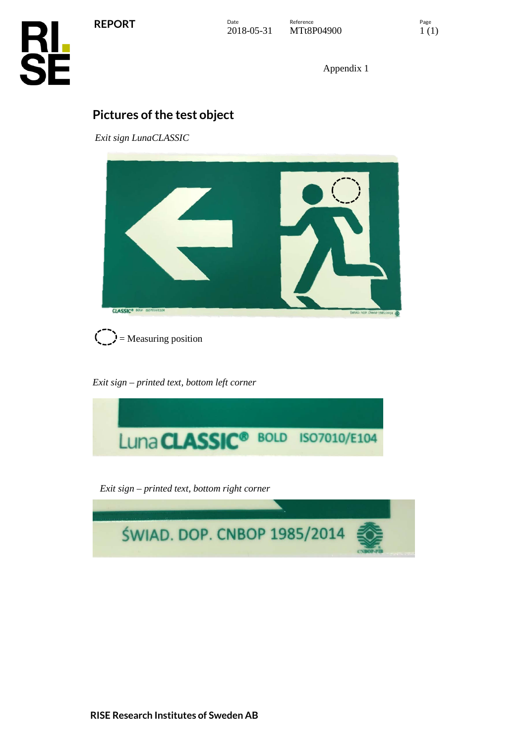Appendix 1

## Pictures of the test object

*Exit sign LunaCLASSIC*

= Measuring position

*Exit sign – printed text, bottom left corner*

*Exit sign – printed text, bottom right corner*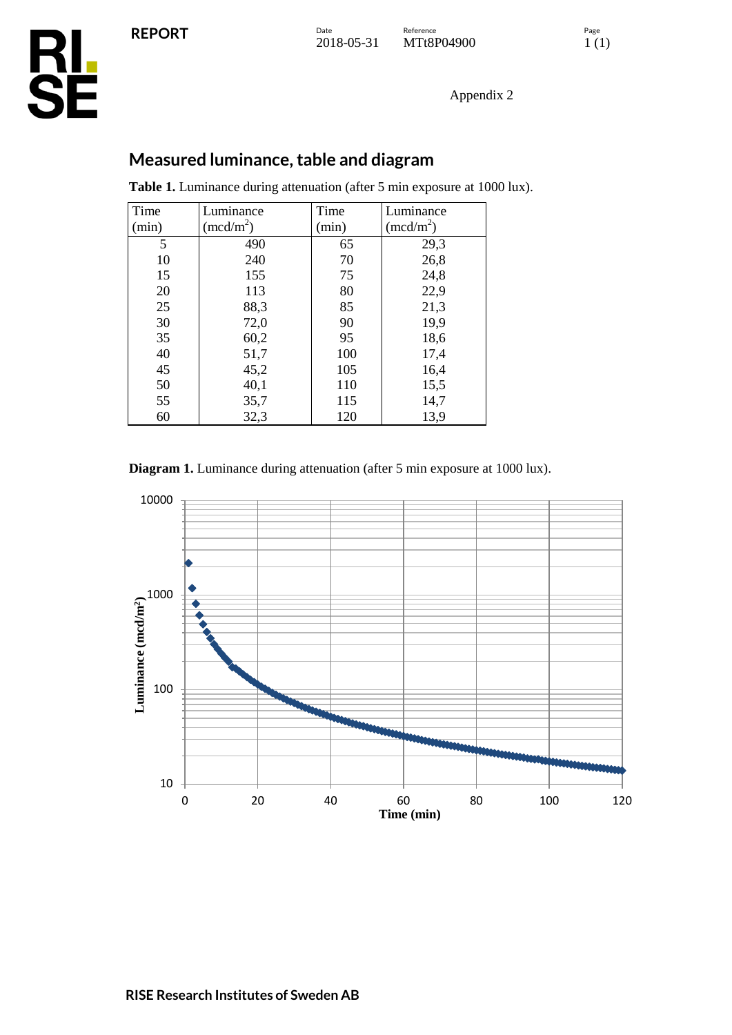Appendix 2

## Measured luminance, table and diagram

**Table 1.** Luminance during attenuation (after 5 min exposure at 1000 lux).

| Time (min) | Luminance (mcd/m$^2$) | Time (min) | Luminance (mcd/m$^2$) |
|---|---|---|---|
| 5 | 490 | 65 | 29,3 |
| 10 | 240 | 70 | 26,8 |
| 15 | 155 | 75 | 24,8 |
| 20 | 113 | 80 | 22,9 |
| 25 | 88,3 | 85 | 21,3 |
| 30 | 72,0 | 90 | 19,9 |
| 35 | 60,2 | 95 | 18,6 |
| 40 | 51,7 | 100 | 17,4 |
| 45 | 45,2 | 105 | 16,4 |
| 50 | 40,1 | 110 | 15,5 |
| 55 | 35,7 | 115 | 14,7 |
| 60 | 32,3 | 120 | 13,9 |

**Diagram 1.** Luminance during attenuation (after 5 min exposure at 1000 lux).

Luminance (mcd/m$^2$)

10000
1000
100
10

0 20 40 60 80 100 120

Time (min)